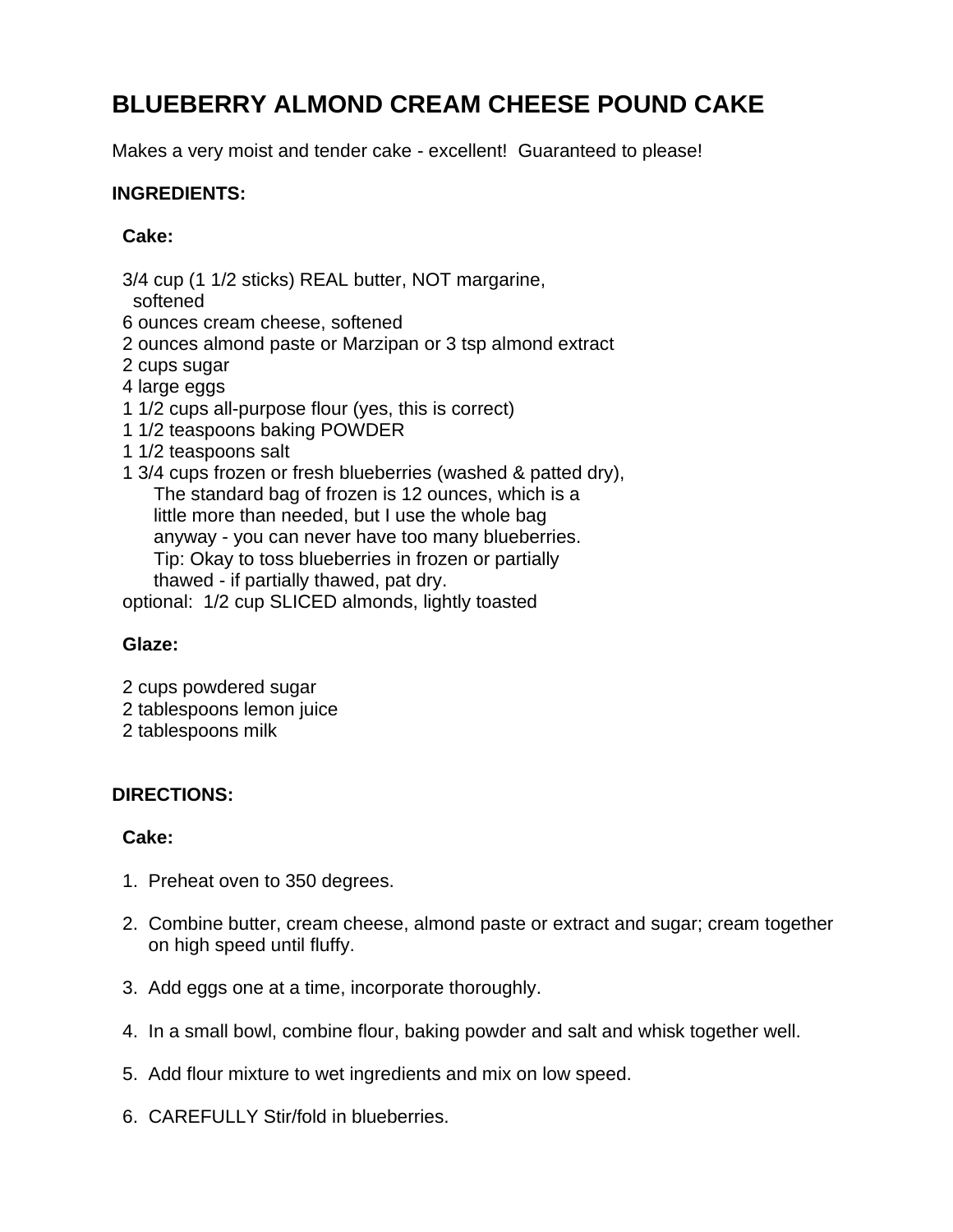# BLUEBERRY ALMOND CREAM CHEESE POUND CAKE

Makes a very moist and tender cake - excellent! Guaranteed to please!

## INGREDIENTS:

### Cake:

- 3/4 cup (1 1/2 sticks) REAL butter, NOT margarine, softened
- 6 ounces cream cheese, softened
- 2 ounces almond paste or Marzipan or 3 tsp almond extract
- 2 cups sugar
- 4 large eggs
- 1 1/2 cups all-purpose flour (yes, this is correct)
- 1 1/2 teaspoons baking POWDER
- 1 1/2 teaspoons salt
- 1 3/4 cups frozen or fresh blueberries (washed & patted dry),
  The standard bag of frozen is 12 ounces, which is a little more than needed, but I use the whole bag anyway - you can never have too many blueberries.
  Tip: Okay to toss blueberries in frozen or partially thawed - if partially thawed, pat dry.
- optional: 1/2 cup SLICED almonds, lightly toasted

### Glaze:

- 2 cups powdered sugar
- 2 tablespoons lemon juice
- 2 tablespoons milk

## DIRECTIONS:

### Cake:

1. Preheat oven to 350 degrees.

2. Combine butter, cream cheese, almond paste or extract and sugar; cream together on high speed until fluffy.

3. Add eggs one at a time, incorporate thoroughly.

4. In a small bowl, combine flour, baking powder and salt and whisk together well.

5. Add flour mixture to wet ingredients and mix on low speed.

6. CAREFULLY Stir/fold in blueberries.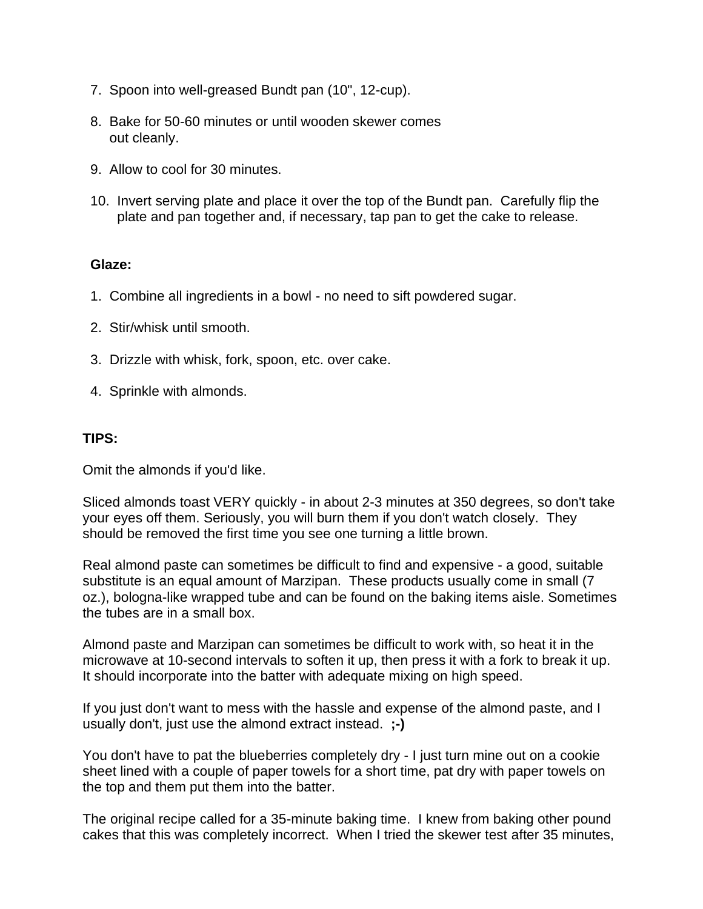7. Spoon into well-greased Bundt pan (10", 12-cup).

8. Bake for 50-60 minutes or until wooden skewer comes out cleanly.

9. Allow to cool for 30 minutes.

10. Invert serving plate and place it over the top of the Bundt pan. Carefully flip the plate and pan together and, if necessary, tap pan to get the cake to release.

**Glaze:**

1. Combine all ingredients in a bowl - no need to sift powdered sugar.

2. Stir/whisk until smooth.

3. Drizzle with whisk, fork, spoon, etc. over cake.

4. Sprinkle with almonds.

**TIPS:**

Omit the almonds if you'd like.

Sliced almonds toast VERY quickly - in about 2-3 minutes at 350 degrees, so don't take your eyes off them. Seriously, you will burn them if you don't watch closely. They should be removed the first time you see one turning a little brown.

Real almond paste can sometimes be difficult to find and expensive - a good, suitable substitute is an equal amount of Marzipan. These products usually come in small (7 oz.), bologna-like wrapped tube and can be found on the baking items aisle. Sometimes the tubes are in a small box.

Almond paste and Marzipan can sometimes be difficult to work with, so heat it in the microwave at 10-second intervals to soften it up, then press it with a fork to break it up. It should incorporate into the batter with adequate mixing on high speed.

If you just don't want to mess with the hassle and expense of the almond paste, and I usually don't, just use the almond extract instead. **;-)**

You don't have to pat the blueberries completely dry - I just turn mine out on a cookie sheet lined with a couple of paper towels for a short time, pat dry with paper towels on the top and them put them into the batter.

The original recipe called for a 35-minute baking time. I knew from baking other pound cakes that this was completely incorrect. When I tried the skewer test after 35 minutes,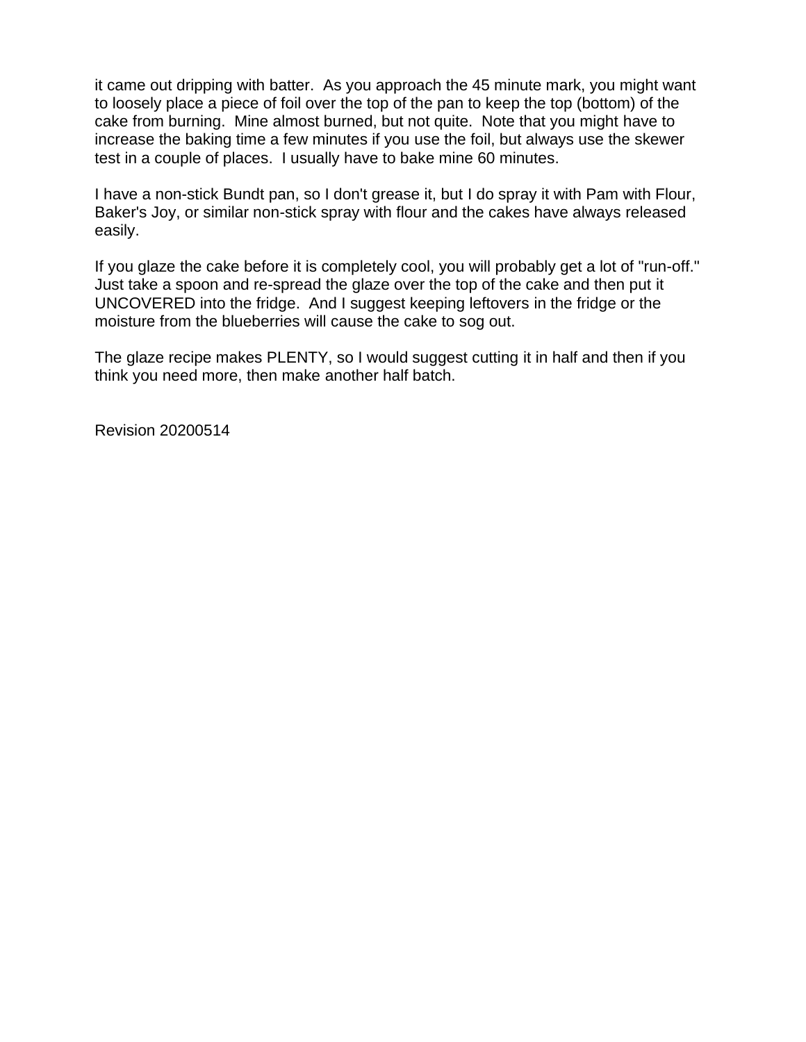it came out dripping with batter. As you approach the 45 minute mark, you might want to loosely place a piece of foil over the top of the pan to keep the top (bottom) of the cake from burning. Mine almost burned, but not quite. Note that you might have to increase the baking time a few minutes if you use the foil, but always use the skewer test in a couple of places. I usually have to bake mine 60 minutes.

I have a non-stick Bundt pan, so I don't grease it, but I do spray it with Pam with Flour, Baker's Joy, or similar non-stick spray with flour and the cakes have always released easily.

If you glaze the cake before it is completely cool, you will probably get a lot of "run-off." Just take a spoon and re-spread the glaze over the top of the cake and then put it UNCOVERED into the fridge. And I suggest keeping leftovers in the fridge or the moisture from the blueberries will cause the cake to sog out.

The glaze recipe makes PLENTY, so I would suggest cutting it in half and then if you think you need more, then make another half batch.

Revision 20200514